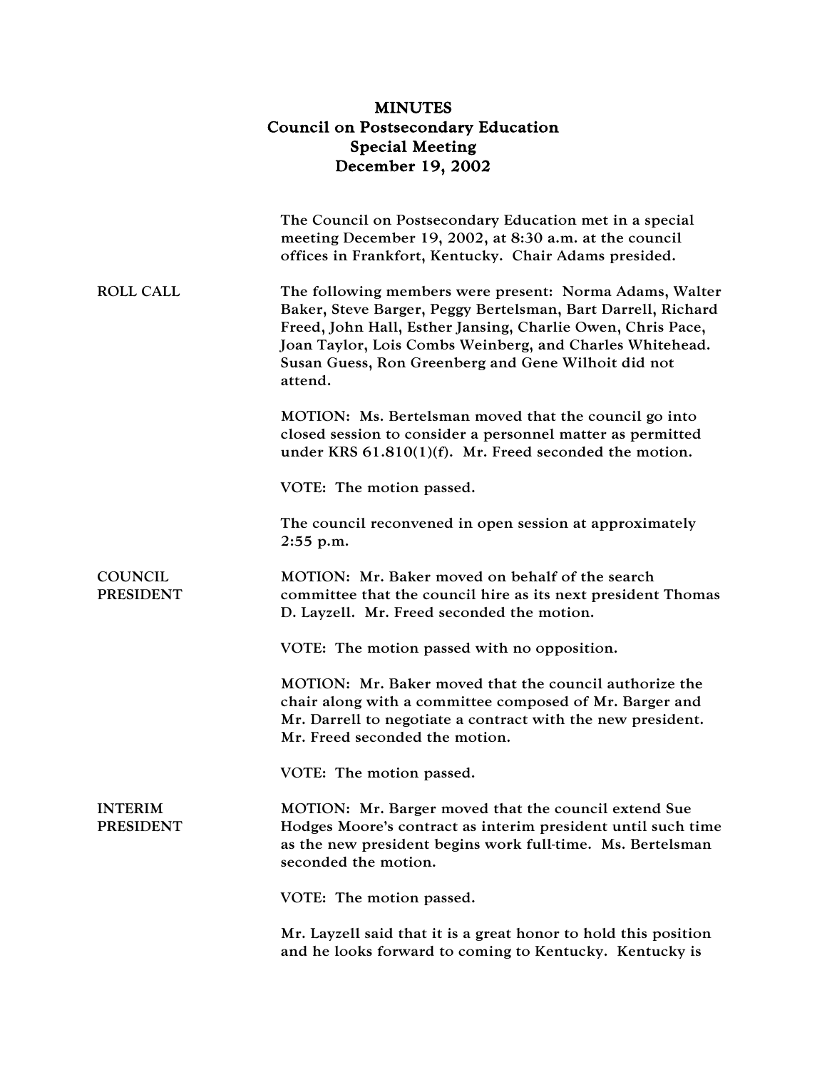# MINUTES
## Council on Postsecondary Education
## Special Meeting
## December 19, 2002

The Council on Postsecondary Education met in a special meeting December 19, 2002, at 8:30 a.m. at the council offices in Frankfort, Kentucky. Chair Adams presided.

**ROLL CALL**

The following members were present: Norma Adams, Walter Baker, Steve Barger, Peggy Bertelsman, Bart Darrell, Richard Freed, John Hall, Esther Jansing, Charlie Owen, Chris Pace, Joan Taylor, Lois Combs Weinberg, and Charles Whitehead. Susan Guess, Ron Greenberg and Gene Wilhoit did not attend.

MOTION: Ms. Bertelsman moved that the council go into closed session to consider a personnel matter as permitted under KRS 61.810(1)(f). Mr. Freed seconded the motion.

VOTE: The motion passed.

The council reconvened in open session at approximately 2:55 p.m.

**COUNCIL PRESIDENT**

MOTION: Mr. Baker moved on behalf of the search committee that the council hire as its next president Thomas D. Layzell. Mr. Freed seconded the motion.

VOTE: The motion passed with no opposition.

MOTION: Mr. Baker moved that the council authorize the chair along with a committee composed of Mr. Barger and Mr. Darrell to negotiate a contract with the new president. Mr. Freed seconded the motion.

VOTE: The motion passed.

**INTERIM PRESIDENT**

MOTION: Mr. Barger moved that the council extend Sue Hodges Moore's contract as interim president until such time as the new president begins work full-time. Ms. Bertelsman seconded the motion.

VOTE: The motion passed.

Mr. Layzell said that it is a great honor to hold this position and he looks forward to coming to Kentucky. Kentucky is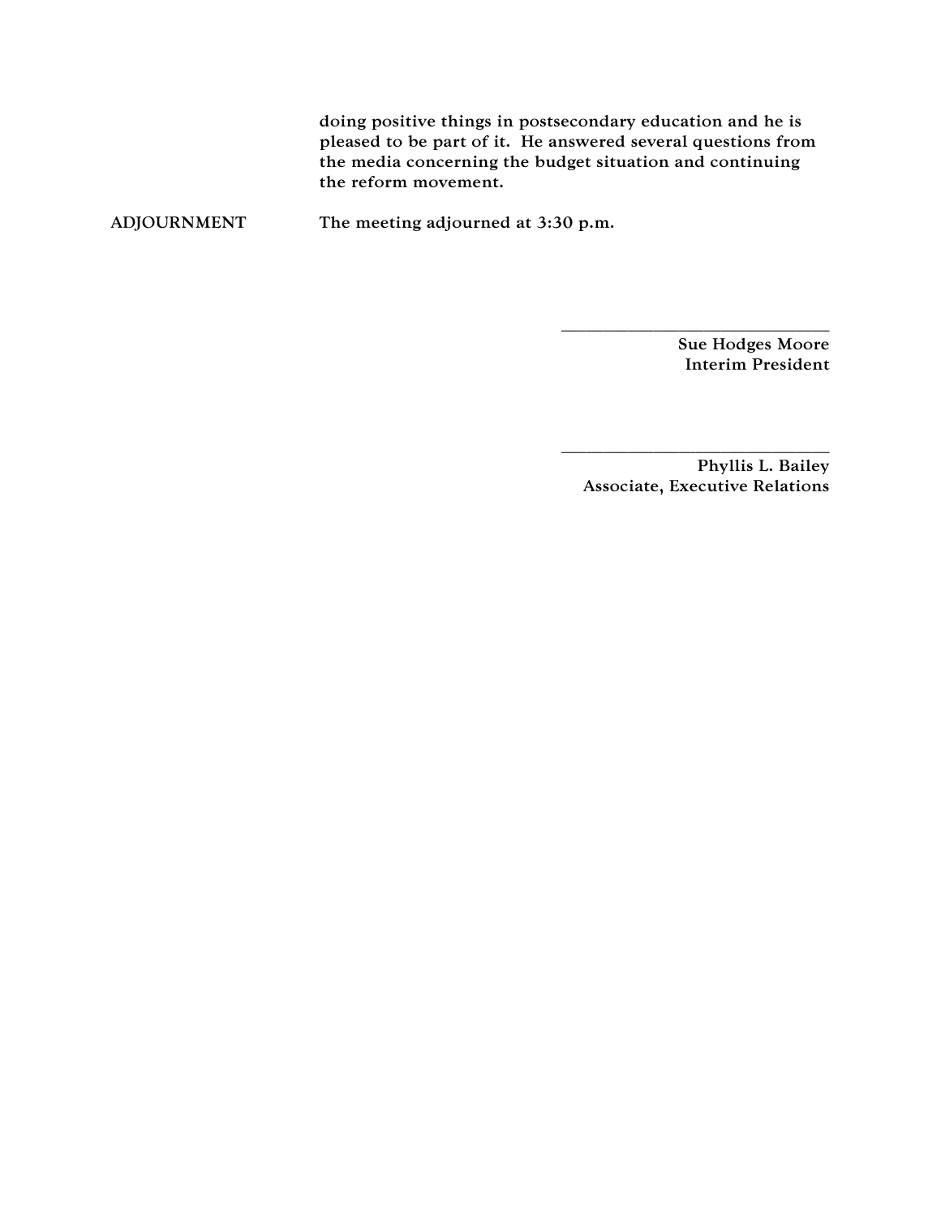doing positive things in postsecondary education and he is pleased to be part of it. He answered several questions from the media concerning the budget situation and continuing the reform movement.

ADJOURNMENT The meeting adjourned at 3:30 p.m.

\_\_\_\_\_\_\_\_\_\_\_\_\_\_\_\_\_\_\_\_\_\_\_\_\_\_\_\_\_\_

Sue Hodges Moore
Interim President

\_\_\_\_\_\_\_\_\_\_\_\_\_\_\_\_\_\_\_\_\_\_\_\_\_\_\_\_\_\_

Phyllis L. Bailey
Associate, Executive Relations